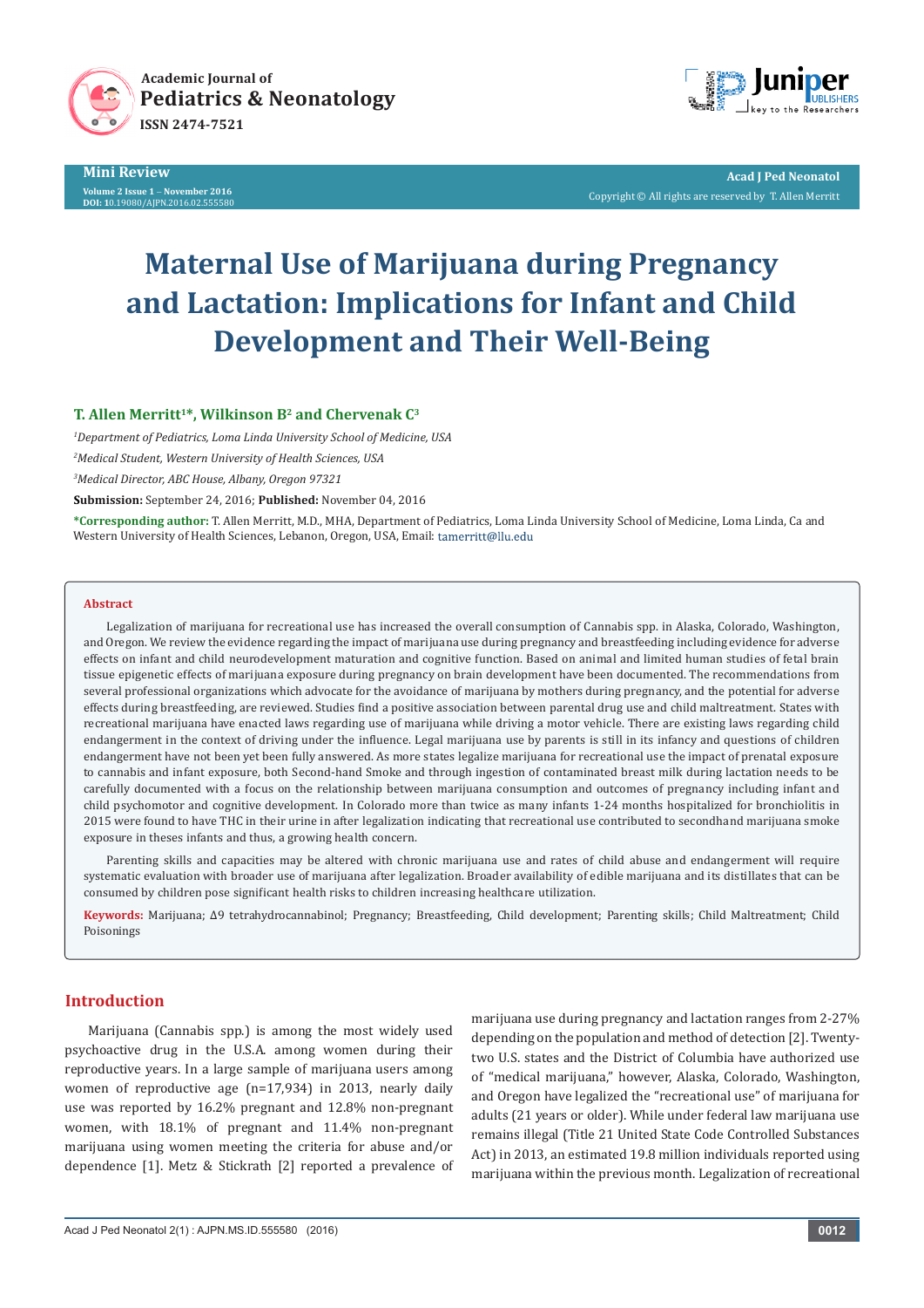Mini Review

Volume 2 Issue 1 – November 2016
DOI: 10.19080/AJPN.2016.02.555580

Acad J Ped Neonatol
Copyright © All rights are reserved by T. Allen Merritt

# Maternal Use of Marijuana during Pregnancy and Lactation: Implications for Infant and Child Development and Their Well-Being

**T. Allen Merritt[1]*, Wilkinson B[2] and Chervenak C[3]**

[1]*Department of Pediatrics, Loma Linda University School of Medicine, USA*

[2]*Medical Student, Western University of Health Sciences, USA*

[3]*Medical Director, ABC House, Albany, Oregon 97321*

**Submission:** September 24, 2016; **Published:** November 04, 2016

***Corresponding author:** T. Allen Merritt, M.D., MHA, Department of Pediatrics, Loma Linda University School of Medicine, Loma Linda, Ca and Western University of Health Sciences, Lebanon, Oregon, USA, Email: tamerritt@llu.edu

## Abstract

Legalization of marijuana for recreational use has increased the overall consumption of Cannabis spp. in Alaska, Colorado, Washington, and Oregon. We review the evidence regarding the impact of marijuana use during pregnancy and breastfeeding including evidence for adverse effects on infant and child neurodevelopment maturation and cognitive function. Based on animal and limited human studies of fetal brain tissue epigenetic effects of marijuana exposure during pregnancy on brain development have been documented. The recommendations from several professional organizations which advocate for the avoidance of marijuana by mothers during pregnancy, and the potential for adverse effects during breastfeeding, are reviewed. Studies find a positive association between parental drug use and child maltreatment. States with recreational marijuana have enacted laws regarding use of marijuana while driving a motor vehicle. There are existing laws regarding child endangerment in the context of driving under the influence. Legal marijuana use by parents is still in its infancy and questions of children endangerment have not been yet been fully answered. As more states legalize marijuana for recreational use the impact of prenatal exposure to cannabis and infant exposure, both Second-hand Smoke and through ingestion of contaminated breast milk during lactation needs to be carefully documented with a focus on the relationship between marijuana consumption and outcomes of pregnancy including infant and child psychomotor and cognitive development. In Colorado more than twice as many infants 1-24 months hospitalized for bronchiolitis in 2015 were found to have THC in their urine in after legalization indicating that recreational use contributed to secondhand marijuana smoke exposure in theses infants and thus, a growing health concern.

Parenting skills and capacities may be altered with chronic marijuana use and rates of child abuse and endangerment will require systematic evaluation with broader use of marijuana after legalization. Broader availability of edible marijuana and its distillates that can be consumed by children pose significant health risks to children increasing healthcare utilization.

**Keywords:** Marijuana; Δ9 tetrahydrocannabinol; Pregnancy; Breastfeeding, Child development; Parenting skills; Child Maltreatment; Child Poisonings

## Introduction

Marijuana (Cannabis spp.) is among the most widely used psychoactive drug in the U.S.A. among women during their reproductive years. In a large sample of marijuana users among women of reproductive age (n=17,934) in 2013, nearly daily use was reported by 16.2% pregnant and 12.8% non-pregnant women, with 18.1% of pregnant and 11.4% non-pregnant marijuana using women meeting the criteria for abuse and/or dependence [1]. Metz & Stickrath [2] reported a prevalence of marijuana use during pregnancy and lactation ranges from 2-27% depending on the population and method of detection [2]. Twenty-two U.S. states and the District of Columbia have authorized use of "medical marijuana," however, Alaska, Colorado, Washington, and Oregon have legalized the "recreational use" of marijuana for adults (21 years or older). While under federal law marijuana use remains illegal (Title 21 United State Code Controlled Substances Act) in 2013, an estimated 19.8 million individuals reported using marijuana within the previous month. Legalization of recreational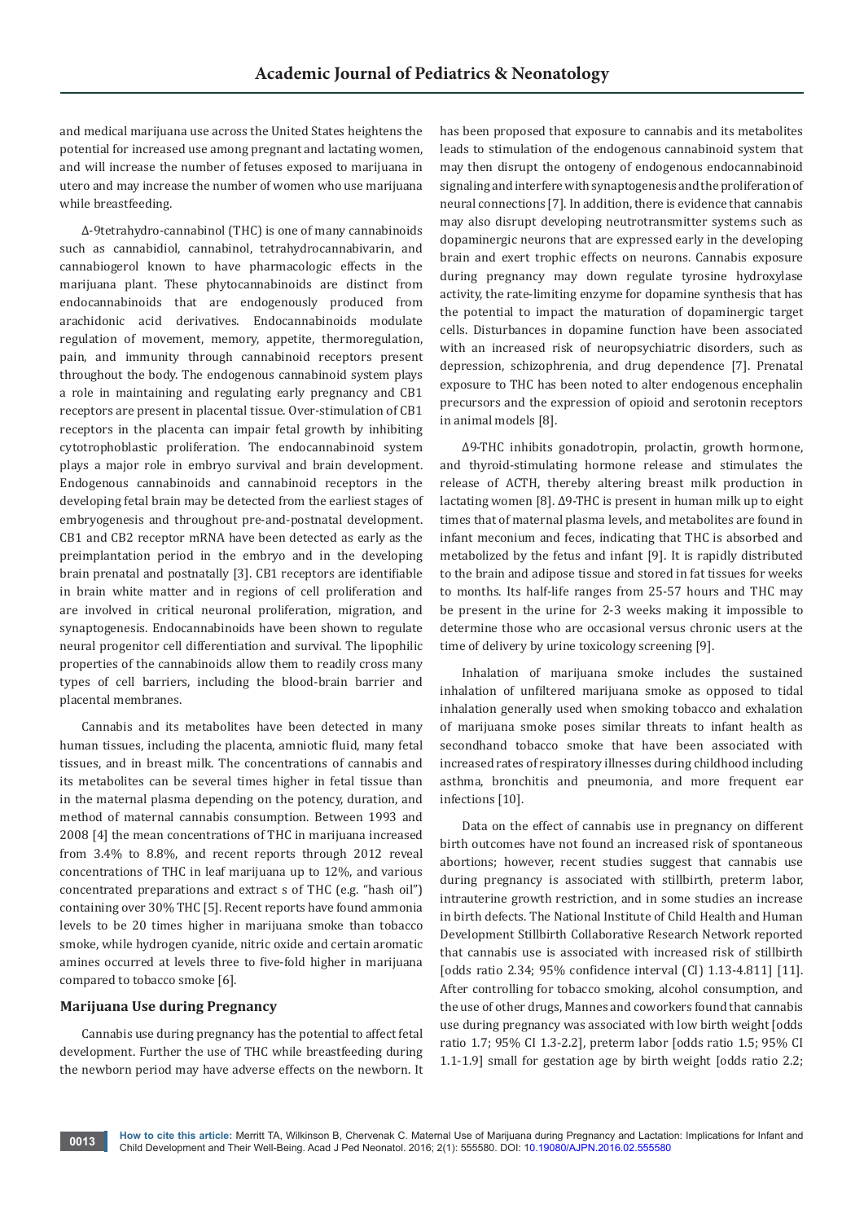and medical marijuana use across the United States heightens the potential for increased use among pregnant and lactating women, and will increase the number of fetuses exposed to marijuana in utero and may increase the number of women who use marijuana while breastfeeding.

Δ-9tetrahydro-cannabinol (THC) is one of many cannabinoids such as cannabidiol, cannabinol, tetrahydrocannabivarin, and cannabiogerol known to have pharmacologic effects in the marijuana plant. These phytocannabinoids are distinct from endocannabinoids that are endogenously produced from arachidonic acid derivatives. Endocannabinoids modulate regulation of movement, memory, appetite, thermoregulation, pain, and immunity through cannabinoid receptors present throughout the body. The endogenous cannabinoid system plays a role in maintaining and regulating early pregnancy and CB1 receptors are present in placental tissue. Over-stimulation of CB1 receptors in the placenta can impair fetal growth by inhibiting cytotrophoblastic proliferation. The endocannabinoid system plays a major role in embryo survival and brain development. Endogenous cannabinoids and cannabinoid receptors in the developing fetal brain may be detected from the earliest stages of embryogenesis and throughout pre-and-postnatal development. CB1 and CB2 receptor mRNA have been detected as early as the preimplantation period in the embryo and in the developing brain prenatal and postnatally [3]. CB1 receptors are identifiable in brain white matter and in regions of cell proliferation and are involved in critical neuronal proliferation, migration, and synaptogenesis. Endocannabinoids have been shown to regulate neural progenitor cell differentiation and survival. The lipophilic properties of the cannabinoids allow them to readily cross many types of cell barriers, including the blood-brain barrier and placental membranes.

Cannabis and its metabolites have been detected in many human tissues, including the placenta, amniotic fluid, many fetal tissues, and in breast milk. The concentrations of cannabis and its metabolites can be several times higher in fetal tissue than in the maternal plasma depending on the potency, duration, and method of maternal cannabis consumption. Between 1993 and 2008 [4] the mean concentrations of THC in marijuana increased from 3.4% to 8.8%, and recent reports through 2012 reveal concentrations of THC in leaf marijuana up to 12%, and various concentrated preparations and extract s of THC (e.g. "hash oil") containing over 30% THC [5]. Recent reports have found ammonia levels to be 20 times higher in marijuana smoke than tobacco smoke, while hydrogen cyanide, nitric oxide and certain aromatic amines occurred at levels three to five-fold higher in marijuana compared to tobacco smoke [6].

## Marijuana Use during Pregnancy

Cannabis use during pregnancy has the potential to affect fetal development. Further the use of THC while breastfeeding during the newborn period may have adverse effects on the newborn. It has been proposed that exposure to cannabis and its metabolites leads to stimulation of the endogenous cannabinoid system that may then disrupt the ontogeny of endogenous endocannabinoid signaling and interfere with synaptogenesis and the proliferation of neural connections [7]. In addition, there is evidence that cannabis may also disrupt developing neutrotransmitter systems such as dopaminergic neurons that are expressed early in the developing brain and exert trophic effects on neurons. Cannabis exposure during pregnancy may down regulate tyrosine hydroxylase activity, the rate-limiting enzyme for dopamine synthesis that has the potential to impact the maturation of dopaminergic target cells. Disturbances in dopamine function have been associated with an increased risk of neuropsychiatric disorders, such as depression, schizophrenia, and drug dependence [7]. Prenatal exposure to THC has been noted to alter endogenous encephalin precursors and the expression of opioid and serotonin receptors in animal models [8].

Δ9-THC inhibits gonadotropin, prolactin, growth hormone, and thyroid-stimulating hormone release and stimulates the release of ACTH, thereby altering breast milk production in lactating women [8]. Δ9-THC is present in human milk up to eight times that of maternal plasma levels, and metabolites are found in infant meconium and feces, indicating that THC is absorbed and metabolized by the fetus and infant [9]. It is rapidly distributed to the brain and adipose tissue and stored in fat tissues for weeks to months. Its half-life ranges from 25-57 hours and THC may be present in the urine for 2-3 weeks making it impossible to determine those who are occasional versus chronic users at the time of delivery by urine toxicology screening [9].

Inhalation of marijuana smoke includes the sustained inhalation of unfiltered marijuana smoke as opposed to tidal inhalation generally used when smoking tobacco and exhalation of marijuana smoke poses similar threats to infant health as secondhand tobacco smoke that have been associated with increased rates of respiratory illnesses during childhood including asthma, bronchitis and pneumonia, and more frequent ear infections [10].

Data on the effect of cannabis use in pregnancy on different birth outcomes have not found an increased risk of spontaneous abortions; however, recent studies suggest that cannabis use during pregnancy is associated with stillbirth, preterm labor, intrauterine growth restriction, and in some studies an increase in birth defects. The National Institute of Child Health and Human Development Stillbirth Collaborative Research Network reported that cannabis use is associated with increased risk of stillbirth [odds ratio 2.34; 95% confidence interval (CI) 1.13-4.811] [11]. After controlling for tobacco smoking, alcohol consumption, and the use of other drugs, Mannes and coworkers found that cannabis use during pregnancy was associated with low birth weight [odds ratio 1.7; 95% CI 1.3-2.2], preterm labor [odds ratio 1.5; 95% CI 1.1-1.9] small for gestation age by birth weight [odds ratio 2.2;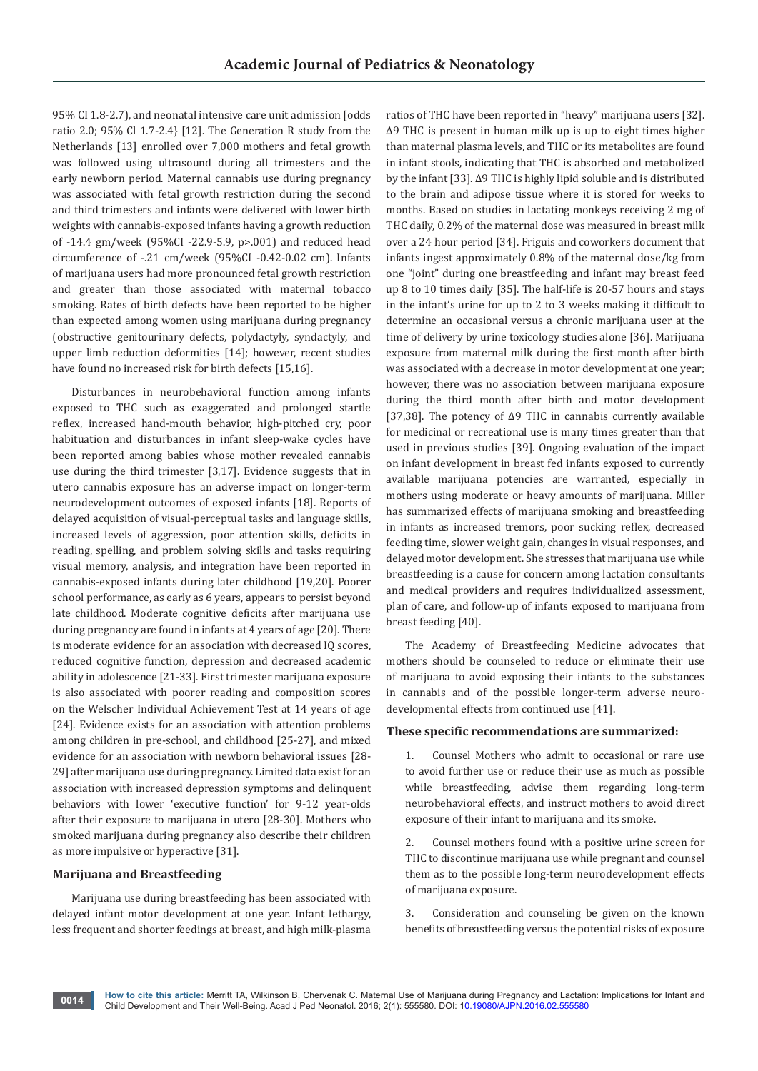95% CI 1.8-2.7), and neonatal intensive care unit admission [odds ratio 2.0; 95% Cl 1.7-2.4} [12]. The Generation R study from the Netherlands [13] enrolled over 7,000 mothers and fetal growth was followed using ultrasound during all trimesters and the early newborn period. Maternal cannabis use during pregnancy was associated with fetal growth restriction during the second and third trimesters and infants were delivered with lower birth weights with cannabis-exposed infants having a growth reduction of -14.4 gm/week (95%CI -22.9-5.9, p>.001) and reduced head circumference of -.21 cm/week (95%CI -0.42-0.02 cm). Infants of marijuana users had more pronounced fetal growth restriction and greater than those associated with maternal tobacco smoking. Rates of birth defects have been reported to be higher than expected among women using marijuana during pregnancy (obstructive genitourinary defects, polydactyly, syndactyly, and upper limb reduction deformities [14]; however, recent studies have found no increased risk for birth defects [15,16].

Disturbances in neurobehavioral function among infants exposed to THC such as exaggerated and prolonged startle reflex, increased hand-mouth behavior, high-pitched cry, poor habituation and disturbances in infant sleep-wake cycles have been reported among babies whose mother revealed cannabis use during the third trimester [3,17]. Evidence suggests that in utero cannabis exposure has an adverse impact on longer-term neurodevelopment outcomes of exposed infants [18]. Reports of delayed acquisition of visual-perceptual tasks and language skills, increased levels of aggression, poor attention skills, deficits in reading, spelling, and problem solving skills and tasks requiring visual memory, analysis, and integration have been reported in cannabis-exposed infants during later childhood [19,20]. Poorer school performance, as early as 6 years, appears to persist beyond late childhood. Moderate cognitive deficits after marijuana use during pregnancy are found in infants at 4 years of age [20]. There is moderate evidence for an association with decreased IQ scores, reduced cognitive function, depression and decreased academic ability in adolescence [21-33]. First trimester marijuana exposure is also associated with poorer reading and composition scores on the Welscher Individual Achievement Test at 14 years of age [24]. Evidence exists for an association with attention problems among children in pre-school, and childhood [25-27], and mixed evidence for an association with newborn behavioral issues [28-29] after marijuana use during pregnancy. Limited data exist for an association with increased depression symptoms and delinquent behaviors with lower 'executive function' for 9-12 year-olds after their exposure to marijuana in utero [28-30]. Mothers who smoked marijuana during pregnancy also describe their children as more impulsive or hyperactive [31].

### Marijuana and Breastfeeding

Marijuana use during breastfeeding has been associated with delayed infant motor development at one year. Infant lethargy, less frequent and shorter feedings at breast, and high milk-plasma ratios of THC have been reported in "heavy" marijuana users [32]. Δ9 THC is present in human milk up is up to eight times higher than maternal plasma levels, and THC or its metabolites are found in infant stools, indicating that THC is absorbed and metabolized by the infant [33]. Δ9 THC is highly lipid soluble and is distributed to the brain and adipose tissue where it is stored for weeks to months. Based on studies in lactating monkeys receiving 2 mg of THC daily, 0.2% of the maternal dose was measured in breast milk over a 24 hour period [34]. Friguis and coworkers document that infants ingest approximately 0.8% of the maternal dose/kg from one "joint" during one breastfeeding and infant may breast feed up 8 to 10 times daily [35]. The half-life is 20-57 hours and stays in the infant's urine for up to 2 to 3 weeks making it difficult to determine an occasional versus a chronic marijuana user at the time of delivery by urine toxicology studies alone [36]. Marijuana exposure from maternal milk during the first month after birth was associated with a decrease in motor development at one year; however, there was no association between marijuana exposure during the third month after birth and motor development [37,38]. The potency of Δ9 THC in cannabis currently available for medicinal or recreational use is many times greater than that used in previous studies [39]. Ongoing evaluation of the impact on infant development in breast fed infants exposed to currently available marijuana potencies are warranted, especially in mothers using moderate or heavy amounts of marijuana. Miller has summarized effects of marijuana smoking and breastfeeding in infants as increased tremors, poor sucking reflex, decreased feeding time, slower weight gain, changes in visual responses, and delayed motor development. She stresses that marijuana use while breastfeeding is a cause for concern among lactation consultants and medical providers and requires individualized assessment, plan of care, and follow-up of infants exposed to marijuana from breast feeding [40].

The Academy of Breastfeeding Medicine advocates that mothers should be counseled to reduce or eliminate their use of marijuana to avoid exposing their infants to the substances in cannabis and of the possible longer-term adverse neuro-developmental effects from continued use [41].

#### These specific recommendations are summarized:

1. Counsel Mothers who admit to occasional or rare use to avoid further use or reduce their use as much as possible while breastfeeding, advise them regarding long-term neurobehavioral effects, and instruct mothers to avoid direct exposure of their infant to marijuana and its smoke.

2. Counsel mothers found with a positive urine screen for THC to discontinue marijuana use while pregnant and counsel them as to the possible long-term neurodevelopment effects of marijuana exposure.

3. Consideration and counseling be given on the known benefits of breastfeeding versus the potential risks of exposure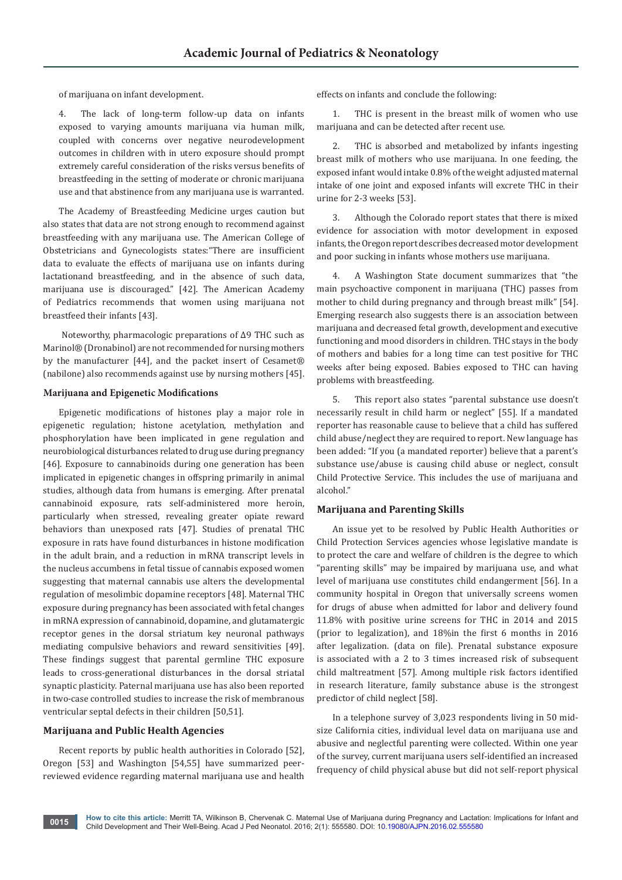of marijuana on infant development.

4. The lack of long-term follow-up data on infants exposed to varying amounts marijuana via human milk, coupled with concerns over negative neurodevelopment outcomes in children with in utero exposure should prompt extremely careful consideration of the risks versus benefits of breastfeeding in the setting of moderate or chronic marijuana use and that abstinence from any marijuana use is warranted.

The Academy of Breastfeeding Medicine urges caution but also states that data are not strong enough to recommend against breastfeeding with any marijuana use. The American College of Obstetricians and Gynecologists states:"There are insufficient data to evaluate the effects of marijuana use on infants during lactationand breastfeeding, and in the absence of such data, marijuana use is discouraged." [42]. The American Academy of Pediatrics recommends that women using marijuana not breastfeed their infants [43].

Noteworthy, pharmacologic preparations of Δ9 THC such as Marinol® (Dronabinol) are not recommended for nursing mothers by the manufacturer [44], and the packet insert of Cesamet® (nabilone) also recommends against use by nursing mothers [45].

### Marijuana and Epigenetic Modifications

Epigenetic modifications of histones play a major role in epigenetic regulation; histone acetylation, methylation and phosphorylation have been implicated in gene regulation and neurobiological disturbances related to drug use during pregnancy [46]. Exposure to cannabinoids during one generation has been implicated in epigenetic changes in offspring primarily in animal studies, although data from humans is emerging. After prenatal cannabinoid exposure, rats self-administered more heroin, particularly when stressed, revealing greater opiate reward behaviors than unexposed rats [47]. Studies of prenatal THC exposure in rats have found disturbances in histone modification in the adult brain, and a reduction in mRNA transcript levels in the nucleus accumbens in fetal tissue of cannabis exposed women suggesting that maternal cannabis use alters the developmental regulation of mesolimbic dopamine receptors [48]. Maternal THC exposure during pregnancy has been associated with fetal changes in mRNA expression of cannabinoid, dopamine, and glutamatergic receptor genes in the dorsal striatum key neuronal pathways mediating compulsive behaviors and reward sensitivities [49]. These findings suggest that parental germline THC exposure leads to cross-generational disturbances in the dorsal striatal synaptic plasticity. Paternal marijuana use has also been reported in two-case controlled studies to increase the risk of membranous ventricular septal defects in their children [50,51].

### Marijuana and Public Health Agencies

Recent reports by public health authorities in Colorado [52], Oregon [53] and Washington [54,55] have summarized peer-reviewed evidence regarding maternal marijuana use and health effects on infants and conclude the following:

1. THC is present in the breast milk of women who use marijuana and can be detected after recent use.

2. THC is absorbed and metabolized by infants ingesting breast milk of mothers who use marijuana. In one feeding, the exposed infant would intake 0.8% of the weight adjusted maternal intake of one joint and exposed infants will excrete THC in their urine for 2-3 weeks [53].

3. Although the Colorado report states that there is mixed evidence for association with motor development in exposed infants, the Oregon report describes decreased motor development and poor sucking in infants whose mothers use marijuana.

4. A Washington State document summarizes that "the main psychoactive component in marijuana (THC) passes from mother to child during pregnancy and through breast milk" [54]. Emerging research also suggests there is an association between marijuana and decreased fetal growth, development and executive functioning and mood disorders in children. THC stays in the body of mothers and babies for a long time can test positive for THC weeks after being exposed. Babies exposed to THC can having problems with breastfeeding.

5. This report also states "parental substance use doesn't necessarily result in child harm or neglect" [55]. If a mandated reporter has reasonable cause to believe that a child has suffered child abuse/neglect they are required to report. New language has been added: "If you (a mandated reporter) believe that a parent's substance use/abuse is causing child abuse or neglect, consult Child Protective Service. This includes the use of marijuana and alcohol."

### Marijuana and Parenting Skills

An issue yet to be resolved by Public Health Authorities or Child Protection Services agencies whose legislative mandate is to protect the care and welfare of children is the degree to which "parenting skills" may be impaired by marijuana use, and what level of marijuana use constitutes child endangerment [56]. In a community hospital in Oregon that universally screens women for drugs of abuse when admitted for labor and delivery found 11.8% with positive urine screens for THC in 2014 and 2015 (prior to legalization), and 18%in the first 6 months in 2016 after legalization. (data on file). Prenatal substance exposure is associated with a 2 to 3 times increased risk of subsequent child maltreatment [57]. Among multiple risk factors identified in research literature, family substance abuse is the strongest predictor of child neglect [58].

In a telephone survey of 3,023 respondents living in 50 mid-size California cities, individual level data on marijuana use and abusive and neglectful parenting were collected. Within one year of the survey, current marijuana users self-identified an increased frequency of child physical abuse but did not self-report physical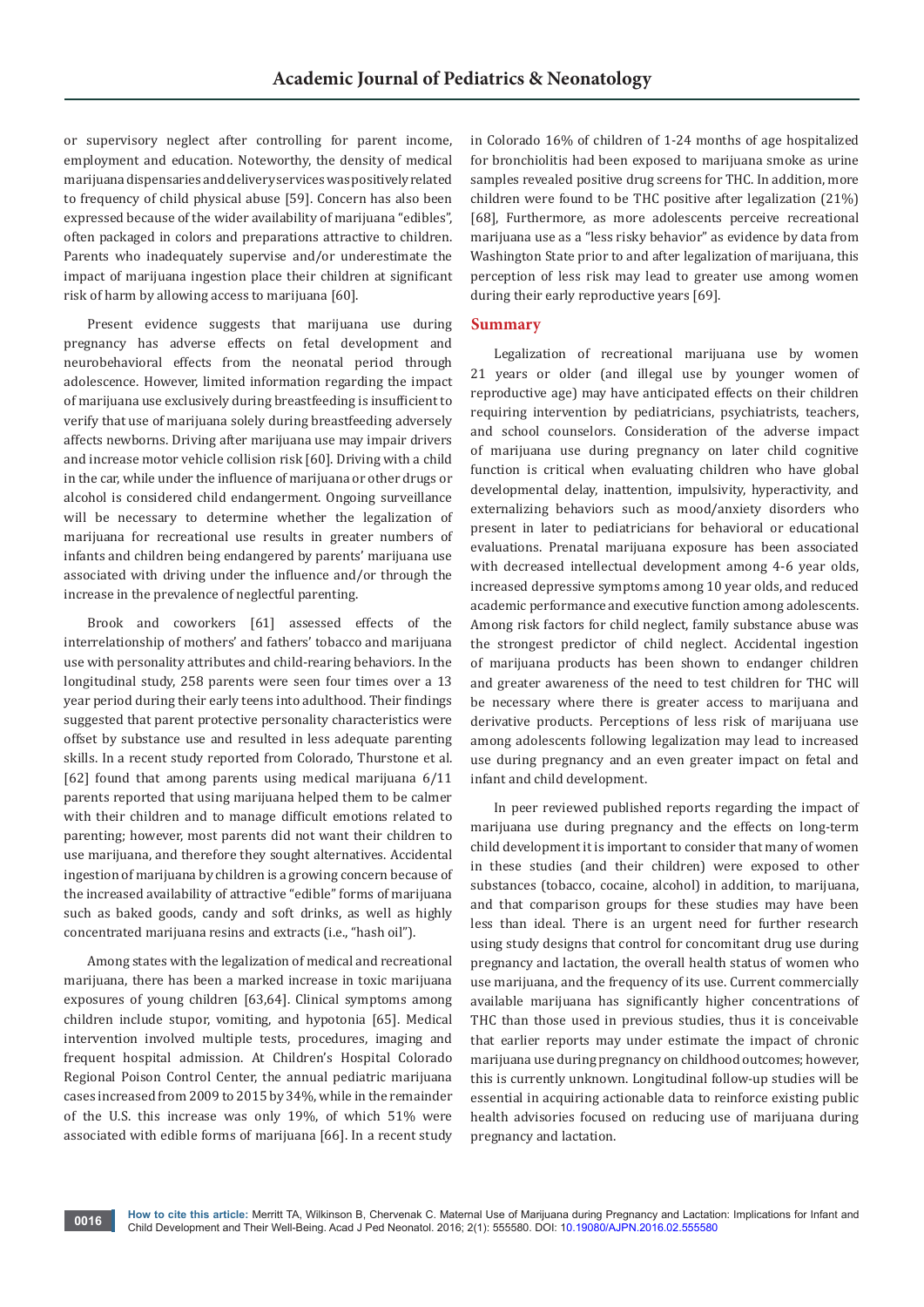or supervisory neglect after controlling for parent income, employment and education. Noteworthy, the density of medical marijuana dispensaries and delivery services was positively related to frequency of child physical abuse [59]. Concern has also been expressed because of the wider availability of marijuana "edibles", often packaged in colors and preparations attractive to children. Parents who inadequately supervise and/or underestimate the impact of marijuana ingestion place their children at significant risk of harm by allowing access to marijuana [60].

Present evidence suggests that marijuana use during pregnancy has adverse effects on fetal development and neurobehavioral effects from the neonatal period through adolescence. However, limited information regarding the impact of marijuana use exclusively during breastfeeding is insufficient to verify that use of marijuana solely during breastfeeding adversely affects newborns. Driving after marijuana use may impair drivers and increase motor vehicle collision risk [60]. Driving with a child in the car, while under the influence of marijuana or other drugs or alcohol is considered child endangerment. Ongoing surveillance will be necessary to determine whether the legalization of marijuana for recreational use results in greater numbers of infants and children being endangered by parents' marijuana use associated with driving under the influence and/or through the increase in the prevalence of neglectful parenting.

Brook and coworkers [61] assessed effects of the interrelationship of mothers' and fathers' tobacco and marijuana use with personality attributes and child-rearing behaviors. In the longitudinal study, 258 parents were seen four times over a 13 year period during their early teens into adulthood. Their findings suggested that parent protective personality characteristics were offset by substance use and resulted in less adequate parenting skills. In a recent study reported from Colorado, Thurstone et al. [62] found that among parents using medical marijuana 6/11 parents reported that using marijuana helped them to be calmer with their children and to manage difficult emotions related to parenting; however, most parents did not want their children to use marijuana, and therefore they sought alternatives. Accidental ingestion of marijuana by children is a growing concern because of the increased availability of attractive "edible" forms of marijuana such as baked goods, candy and soft drinks, as well as highly concentrated marijuana resins and extracts (i.e., "hash oil").

Among states with the legalization of medical and recreational marijuana, there has been a marked increase in toxic marijuana exposures of young children [63,64]. Clinical symptoms among children include stupor, vomiting, and hypotonia [65]. Medical intervention involved multiple tests, procedures, imaging and frequent hospital admission. At Children's Hospital Colorado Regional Poison Control Center, the annual pediatric marijuana cases increased from 2009 to 2015 by 34%, while in the remainder of the U.S. this increase was only 19%, of which 51% were associated with edible forms of marijuana [66]. In a recent study in Colorado 16% of children of 1-24 months of age hospitalized for bronchiolitis had been exposed to marijuana smoke as urine samples revealed positive drug screens for THC. In addition, more children were found to be THC positive after legalization (21%) [68], Furthermore, as more adolescents perceive recreational marijuana use as a "less risky behavior" as evidence by data from Washington State prior to and after legalization of marijuana, this perception of less risk may lead to greater use among women during their early reproductive years [69].

## Summary

Legalization of recreational marijuana use by women 21 years or older (and illegal use by younger women of reproductive age) may have anticipated effects on their children requiring intervention by pediatricians, psychiatrists, teachers, and school counselors. Consideration of the adverse impact of marijuana use during pregnancy on later child cognitive function is critical when evaluating children who have global developmental delay, inattention, impulsivity, hyperactivity, and externalizing behaviors such as mood/anxiety disorders who present in later to pediatricians for behavioral or educational evaluations. Prenatal marijuana exposure has been associated with decreased intellectual development among 4-6 year olds, increased depressive symptoms among 10 year olds, and reduced academic performance and executive function among adolescents. Among risk factors for child neglect, family substance abuse was the strongest predictor of child neglect. Accidental ingestion of marijuana products has been shown to endanger children and greater awareness of the need to test children for THC will be necessary where there is greater access to marijuana and derivative products. Perceptions of less risk of marijuana use among adolescents following legalization may lead to increased use during pregnancy and an even greater impact on fetal and infant and child development.

In peer reviewed published reports regarding the impact of marijuana use during pregnancy and the effects on long-term child development it is important to consider that many of women in these studies (and their children) were exposed to other substances (tobacco, cocaine, alcohol) in addition, to marijuana, and that comparison groups for these studies may have been less than ideal. There is an urgent need for further research using study designs that control for concomitant drug use during pregnancy and lactation, the overall health status of women who use marijuana, and the frequency of its use. Current commercially available marijuana has significantly higher concentrations of THC than those used in previous studies, thus it is conceivable that earlier reports may under estimate the impact of chronic marijuana use during pregnancy on childhood outcomes; however, this is currently unknown. Longitudinal follow-up studies will be essential in acquiring actionable data to reinforce existing public health advisories focused on reducing use of marijuana during pregnancy and lactation.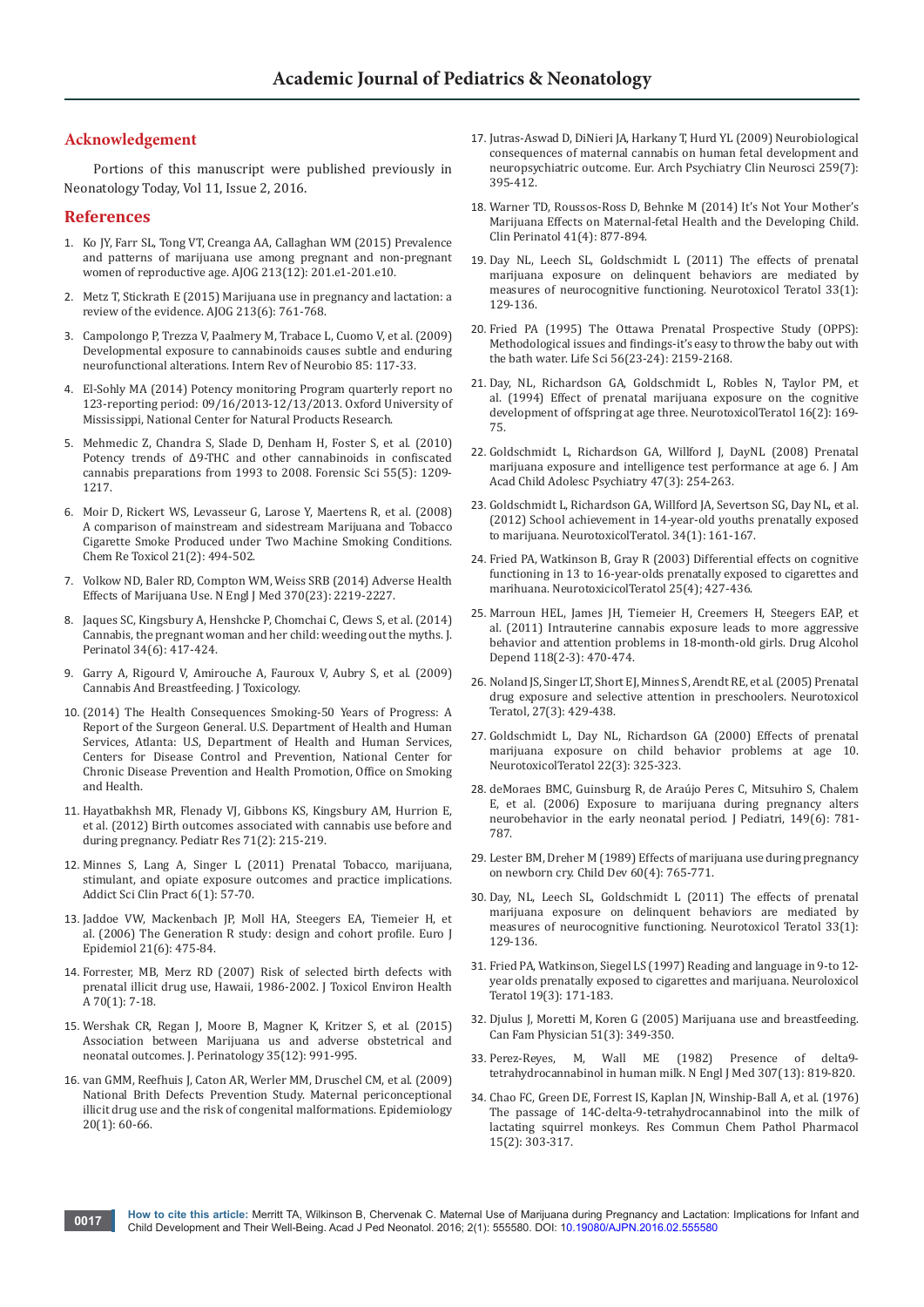## Acknowledgement

Portions of this manuscript were published previously in Neonatology Today, Vol 11, Issue 2, 2016.

## References

1. Ko JY, Farr SL, Tong VT, Creanga AA, Callaghan WM (2015) Prevalence and patterns of marijuana use among pregnant and non-pregnant women of reproductive age. AJOG 213(12): 201.e1-201.e10.
2. Metz T, Stickrath E (2015) Marijuana use in pregnancy and lactation: a review of the evidence. AJOG 213(6): 761-768.
3. Campolongo P, Trezza V, Paalmery M, Trabace L, Cuomo V, et al. (2009) Developmental exposure to cannabinoids causes subtle and enduring neurofunctional alterations. Intern Rev of Neurobio 85: 117-33.
4. El-Sohly MA (2014) Potency monitoring Program quarterly report no 123-reporting period: 09/16/2013-12/13/2013. Oxford University of Mississippi, National Center for Natural Products Research.
5. Mehmedic Z, Chandra S, Slade D, Denham H, Foster S, et al. (2010) Potency trends of Δ9-THC and other cannabinoids in confiscated cannabis preparations from 1993 to 2008. Forensic Sci 55(5): 1209-1217.
6. Moir D, Rickert WS, Levasseur G, Larose Y, Maertens R, et al. (2008) A comparison of mainstream and sidestream Marijuana and Tobacco Cigarette Smoke Produced under Two Machine Smoking Conditions. Chem Re Toxicol 21(2): 494-502.
7. Volkow ND, Baler RD, Compton WM, Weiss SRB (2014) Adverse Health Effects of Marijuana Use. N Engl J Med 370(23): 2219-2227.
8. Jaques SC, Kingsbury A, Henshcke P, Chomchai C, Clews S, et al. (2014) Cannabis, the pregnant woman and her child: weeding out the myths. J. Perinatol 34(6): 417-424.
9. Garry A, Rigourd V, Amirouche A, Fauroux V, Aubry S, et al. (2009) Cannabis And Breastfeeding. J Toxicology.
10. (2014) The Health Consequences Smoking-50 Years of Progress: A Report of the Surgeon General. U.S. Department of Health and Human Services, Atlanta: U.S, Department of Health and Human Services, Centers for Disease Control and Prevention, National Center for Chronic Disease Prevention and Health Promotion, Office on Smoking and Health.
11. Hayatbakhsh MR, Flenady VJ, Gibbons KS, Kingsbury AM, Hurrion E, et al. (2012) Birth outcomes associated with cannabis use before and during pregnancy. Pediatr Res 71(2): 215-219.
12. Minnes S, Lang A, Singer L (2011) Prenatal Tobacco, marijuana, stimulant, and opiate exposure outcomes and practice implications. Addict Sci Clin Pract 6(1): 57-70.
13. Jaddoe VW, Mackenbach JP, Moll HA, Steegers EA, Tiemeier H, et al. (2006) The Generation R study: design and cohort profile. Euro J Epidemiol 21(6): 475-84.
14. Forrester, MB, Merz RD (2007) Risk of selected birth defects with prenatal illicit drug use, Hawaii, 1986-2002. J Toxicol Environ Health A 70(1): 7-18.
15. Wershak CR, Regan J, Moore B, Magner K, Kritzer S, et al. (2015) Association between Marijuana us and adverse obstetrical and neonatal outcomes. J. Perinatology 35(12): 991-995.
16. van GMM, Reefhuis J, Caton AR, Werler MM, Druschel CM, et al. (2009) National Brith Defects Prevention Study. Maternal periconceptional illicit drug use and the risk of congenital malformations. Epidemiology 20(1): 60-66.
17. Jutras-Aswad D, DiNieri JA, Harkany T, Hurd YL (2009) Neurobiological consequences of maternal cannabis on human fetal development and neuropsychiatric outcome. Eur. Arch Psychiatry Clin Neurosci 259(7): 395-412.
18. Warner TD, Roussos-Ross D, Behnke M (2014) It's Not Your Mother's Marijuana Effects on Maternal-fetal Health and the Developing Child. Clin Perinatol 41(4): 877-894.
19. Day NL, Leech SL, Goldschmidt L (2011) The effects of prenatal marijuana exposure on delinquent behaviors are mediated by measures of neurocognitive functioning. Neurotoxicol Teratol 33(1): 129-136.
20. Fried PA (1995) The Ottawa Prenatal Prospective Study (OPPS): Methodological issues and findings-it's easy to throw the baby out with the bath water. Life Sci 56(23-24): 2159-2168.
21. Day, NL, Richardson GA, Goldschmidt L, Robles N, Taylor PM, et al. (1994) Effect of prenatal marijuana exposure on the cognitive development of offspring at age three. NeurotoxicolTeratol 16(2): 169-75.
22. Goldschmidt L, Richardson GA, Willford J, DayNL (2008) Prenatal marijuana exposure and intelligence test performance at age 6. J Am Acad Child Adolesc Psychiatry 47(3): 254-263.
23. Goldschmidt L, Richardson GA, Willford JA, Severtson SG, Day NL, et al. (2012) School achievement in 14-year-old youths prenatally exposed to marijuana. NeurotoxicolTeratol. 34(1): 161-167.
24. Fried PA, Watkinson B, Gray R (2003) Differential effects on cognitive functioning in 13 to 16-year-olds prenatally exposed to cigarettes and marihuana. NeurotoxicicolTeratol 25(4); 427-436.
25. Marroun HEL, James JH, Tiemeier H, Creemers H, Steegers EAP, et al. (2011) Intrauterine cannabis exposure leads to more aggressive behavior and attention problems in 18-month-old girls. Drug Alcohol Depend 118(2-3): 470-474.
26. Noland JS, Singer LT, Short EJ, Minnes S, Arendt RE, et al. (2005) Prenatal drug exposure and selective attention in preschoolers. Neurotoxicol Teratol, 27(3): 429-438.
27. Goldschmidt L, Day NL, Richardson GA (2000) Effects of prenatal marijuana exposure on child behavior problems at age 10. NeurotoxicolTeratol 22(3): 325-323.
28. deMoraes BMC, Guinsburg R, de Araújo Peres C, Mitsuhiro S, Chalem E, et al. (2006) Exposure to marijuana during pregnancy alters neurobehavior in the early neonatal period. J Pediatri, 149(6): 781-787.
29. Lester BM, Dreher M (1989) Effects of marijuana use during pregnancy on newborn cry. Child Dev 60(4): 765-771.
30. Day, NL, Leech SL, Goldschmidt L (2011) The effects of prenatal marijuana exposure on delinquent behaviors are mediated by measures of neurocognitive functioning. Neurotoxicol Teratol 33(1): 129-136.
31. Fried PA, Watkinson, Siegel LS (1997) Reading and language in 9-to 12-year olds prenatally exposed to cigarettes and marijuana. Neuroloxicol Teratol 19(3): 171-183.
32. Djulus J, Moretti M, Koren G (2005) Marijuana use and breastfeeding. Can Fam Physician 51(3): 349-350.
33. Perez-Reyes, M, Wall ME (1982) Presence of delta9-tetrahydrocannabinol in human milk. N Engl J Med 307(13): 819-820.
34. Chao FC, Green DE, Forrest IS, Kaplan JN, Winship-Ball A, et al. (1976) The passage of 14C-delta-9-tetrahydrocannabinol into the milk of lactating squirrel monkeys. Res Commun Chem Pathol Pharmacol 15(2): 303-317.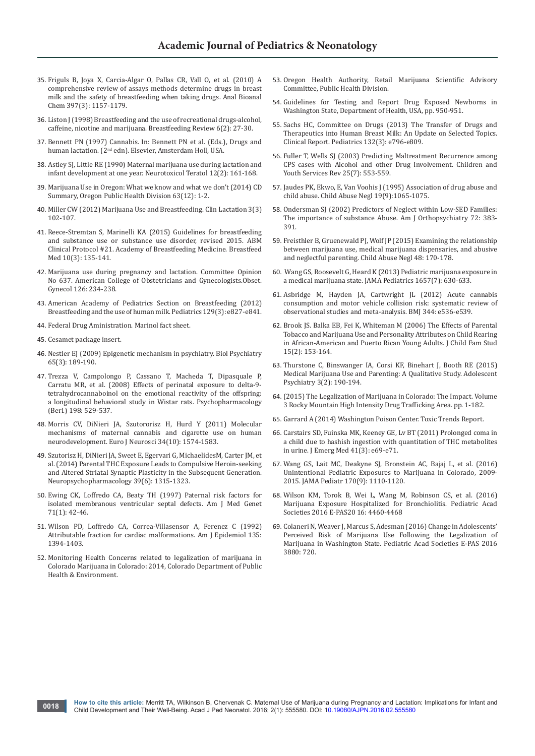35. Friguls B, Joya X, Carcia-Algar O, Pallas CR, Vall O, et al. (2010) A comprehensive review of assays methods determine drugs in breast milk and the safety of breastfeeding when taking drugs. Anal Bioanal Chem 397(3): 1157-1179.

36. Liston J (1998) Breastfeeding and the use of recreational drugs-alcohol, caffeine, nicotine and marijuana. Breastfeeding Review 6(2): 27-30.

37. Bennett PN (1997) Cannabis. In: Bennett PN et al. (Eds.), Drugs and human lactation. (2nd edn). Elsevier, Amsterdam Holl, USA.

38. Astley SJ, Little RE (1990) Maternal marijuana use during lactation and infant development at one year. Neurotoxicol Teratol 12(2): 161-168.

39. Marijuana Use in Oregon: What we know and what we don't (2014) CD Summary, Oregon Public Health Division 63(12): 1-2.

40. Miller CW (2012) Marijuana Use and Breastfeeding. Clin Lactation 3(3) 102-107.

41. Reece-Stremtan S, Marinelli KA (2015) Guidelines for breastfeeding and substance use or substance use disorder, revised 2015. ABM Clinical Protocol #21. Academy of Breastfeeding Medicine. Breastfeed Med 10(3): 135-141.

42. Marijuana use during pregnancy and lactation. Committee Opinion No 637. American College of Obstetricians and Gynecologists.Obset. Gynecol 126: 234-238.

43. American Academy of Pediatrics Section on Breastfeeding (2012) Breastfeeding and the use of human milk. Pediatrics 129(3): e827-e841.

44. Federal Drug Aministration. Marinol fact sheet.

45. Cesamet package insert.

46. Nestler EJ (2009) Epigenetic mechanism in psychiatry. Biol Psychiatry 65(3): 189-190.

47. Trezza V, Campolongo P, Cassano T, Macheda T, Dipasquale P, Carratu MR, et al. (2008) Effects of perinatal exposure to delta-9-tetrahydrocannabinol on the emotional reactivity of the offspring: a longitudinal behavioral study in Wistar rats. Psychopharmacology (Berl.) 198: 529-537.

48. Morris CV, DiNieri JA, Szutororisz H, Hurd Y (2011) Molecular mechanisms of maternal cannabis and cigarette use on human neurodevelopment. Euro J Neurosci 34(10): 1574-1583.

49. Szutorisz H, DiNieri JA, Sweet E, Egervari G, MichaelidesM, Carter JM, et al. (2014) Parental THC Exposure Leads to Compulsive Heroin-seeking and Altered Striatal Synaptic Plasticity in the Subsequent Generation. Neuropsychopharmacology 39(6): 1315-1323.

50. Ewing CK, Loffredo CA, Beaty TH (1997) Paternal risk factors for isolated membranous ventricular septal defects. Am J Med Genet 71(1): 42-46.

51. Wilson PD, Loffredo CA, Correa-Villasensor A, Ferenez C (1992) Attributable fraction for cardiac malformations. Am J Epidemiol 135: 1394-1403.

52. Monitoring Health Concerns related to legalization of marijuana in Colorado Marijuana in Colorado: 2014, Colorado Department of Public Health & Environment.

53. Oregon Health Authority, Retail Marijuana Scientific Advisory Committee, Public Health Division.

54. Guidelines for Testing and Report Drug Exposed Newborns in Washington State, Department of Health, USA, pp. 950-951.

55. Sachs HC, Committee on Drugs (2013) The Transfer of Drugs and Therapeutics into Human Breast Milk: An Update on Selected Topics. Clinical Report. Pediatrics 132(3): e796-e809.

56. Fuller T, Wells SJ (2003) Predicting Maltreatment Recurrence among CPS cases with Alcohol and other Drug Involvement. Children and Youth Services Rev 25(7): 553-559.

57. Jaudes PK, Ekwo, E, Van Voohis J (1995) Association of drug abuse and child abuse. Child Abuse Negl 19(9):1065-1075.

58. Ondersman SJ (2002) Predictors of Neglect within Low-SED Families: The importance of substance Abuse. Am J Orthopsychiatry 72: 383-391.

59. Freisthler B, Gruenewald PJ, Wolf JP (2015) Examining the relationship between marijuana use, medical marijuana dispensaries, and abusive and neglectful parenting. Child Abuse Negl 48: 170-178.

60. Wang GS, Roosevelt G, Heard K (2013) Pediatric marijuana exposure in a medical marijuana state. JAMA Pediatrics 1657(7): 630-633.

61. Asbridge M, Hayden JA, Cartwright JL (2012) Acute cannabis consumption and motor vehicle collision risk: systematic review of observational studies and meta-analysis. BMJ 344: e536-e539.

62. Brook JS. Balka EB, Fei K, Whiteman M (2006) The Effects of Parental Tobacco and Marijuana Use and Personality Attributes on Child Rearing in African-American and Puerto Rican Young Adults. J Child Fam Stud 15(2): 153-164.

63. Thurstone C, Binswanger IA, Corsi KF, Binehart J, Booth RE (2015) Medical Marijuana Use and Parenting: A Qualitative Study. Adolescent Psychiatry 3(2): 190-194.

64. (2015) The Legalization of Marijuana in Colorado: The Impact. Volume 3 Rocky Mountain High Intensity Drug Trafficking Area. pp. 1-182.

65. Garrard A (2014) Washington Poison Center. Toxic Trends Report.

66. Carstairs SD, Fuinska MK, Keeney GE, Lv BT (2011) Prolonged coma in a child due to hashish ingestion with quantitation of THC metabolites in urine. J Emerg Med 41(3): e69-e71.

67. Wang GS, Lait MC, Deakyne SJ, Bronstein AC, Bajaj L, et al. (2016) Unintentional Pediatric Exposures to Marijuana in Colorado, 2009-2015. JAMA Pediatr 170(9): 1110-1120.

68. Wilson KM, Torok B, Wei L, Wang M, Robinson CS, et al. (2016) Marijuana Exposure Hospitalized for Bronchiolitis. Pediatric Acad Societies 2016 E-PAS20 16: 4460-4468

69. Colaneri N, Weaver J, Marcus S, Adesman (2016) Change in Adolescents' Perceived Risk of Marijuana Use Following the Legalization of Marijuana in Washington State. Pediatric Acad Societies E-PAS 2016 3880: 720.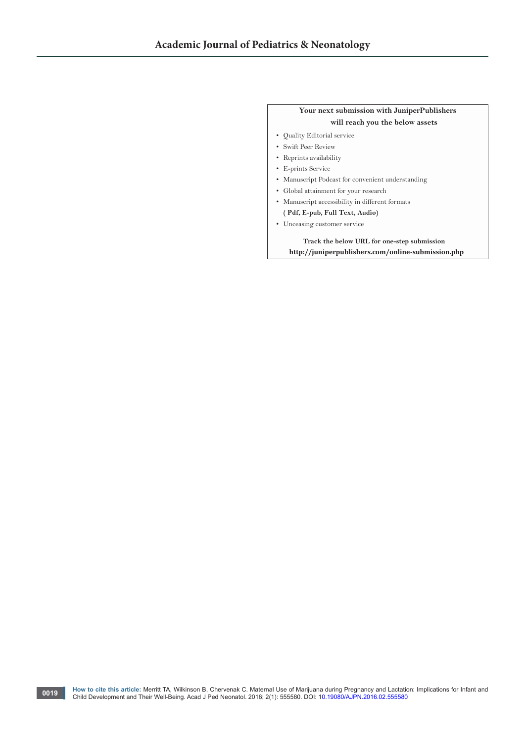**Your next submission with JuniperPublishers will reach you the below assets**

- Quality Editorial service
- Swift Peer Review
- Reprints availability
- E-prints Service
- Manuscript Podcast for convenient understanding
- Global attainment for your research
- Manuscript accessibility in different formats
  **( Pdf, E-pub, Full Text, Audio)**
- Unceasing customer service

**Track the below URL for one-step submission**
**http://juniperpublishers.com/online-submission.php**

**How to cite this article:** Merritt TA, Wilkinson B, Chervenak C. Maternal Use of Marijuana during Pregnancy and Lactation: Implications for Infant and Child Development and Their Well-Being. Acad J Ped Neonatol. 2016; 2(1): 555580. DOI: 10.19080/AJPN.2016.02.555580